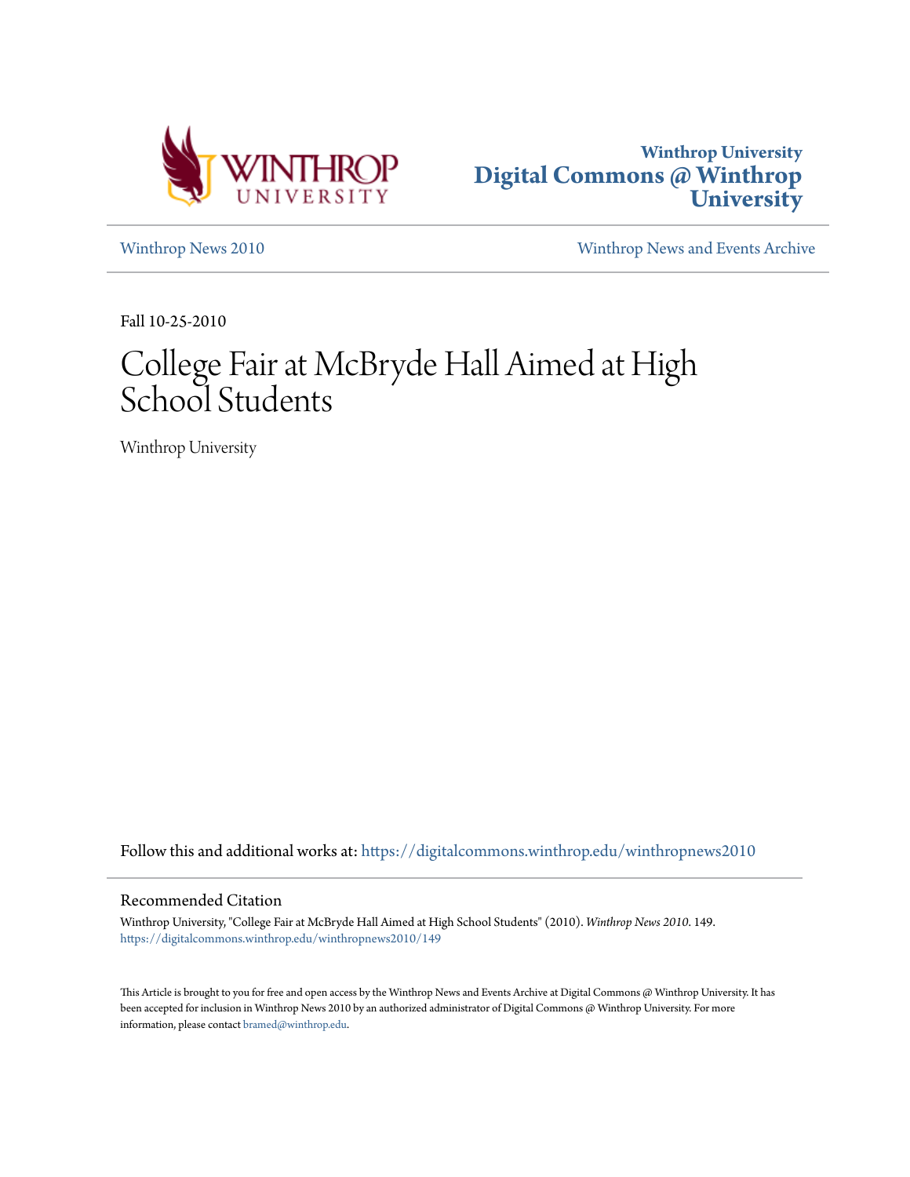Winthrop University

# Digital Commons @ Winthrop University

Winthrop News 2010

Winthrop News and Events Archive

Fall 10-25-2010

# College Fair at McBryde Hall Aimed at High School Students

Winthrop University

Follow this and additional works at: https://digitalcommons.winthrop.edu/winthropnews2010

## Recommended Citation

Winthrop University, "College Fair at McBryde Hall Aimed at High School Students" (2010). *Winthrop News 2010*. 149.
https://digitalcommons.winthrop.edu/winthropnews2010/149

This Article is brought to you for free and open access by the Winthrop News and Events Archive at Digital Commons @ Winthrop University. It has been accepted for inclusion in Winthrop News 2010 by an authorized administrator of Digital Commons @ Winthrop University. For more information, please contact bramed@winthrop.edu.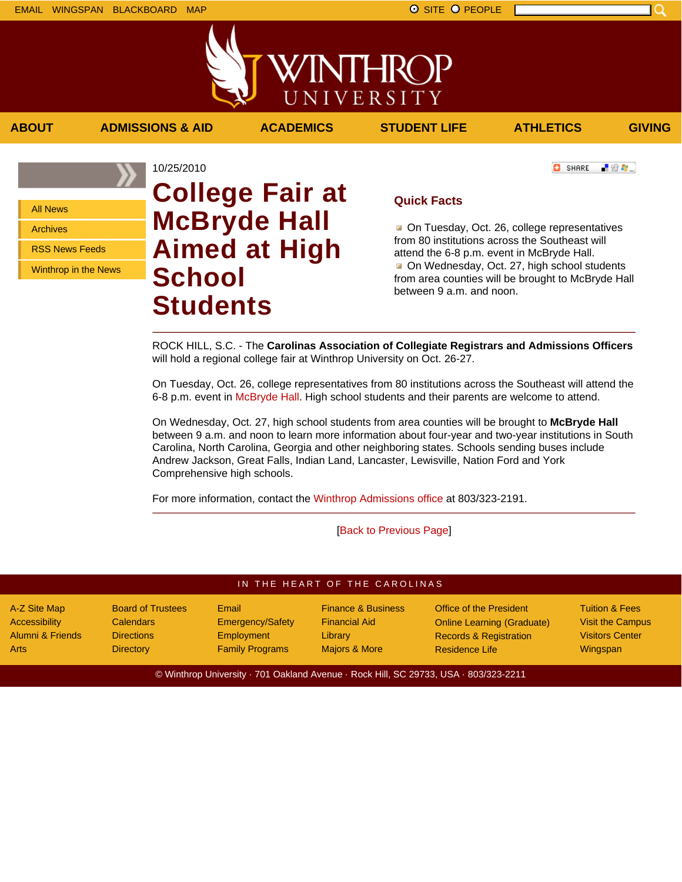EMAIL WINGSPAN BLACKBOARD MAP

SITE PEOPLE

WINTHROP UNIVERSITY

ABOUT ADMISSIONS & AID ACADEMICS STUDENT LIFE ATHLETICS GIVING

- All News
- Archives
- RSS News Feeds
- Winthrop in the News

10/25/2010

# College Fair at McBryde Hall Aimed at High School Students

## Quick Facts

- On Tuesday, Oct. 26, college representatives from 80 institutions across the Southeast will attend the 6-8 p.m. event in McBryde Hall.
- On Wednesday, Oct. 27, high school students from area counties will be brought to McBryde Hall between 9 a.m. and noon.

---

ROCK HILL, S.C. - The **Carolinas Association of Collegiate Registrars and Admissions Officers** will hold a regional college fair at Winthrop University on Oct. 26-27.

On Tuesday, Oct. 26, college representatives from 80 institutions across the Southeast will attend the 6-8 p.m. event in McBryde Hall. High school students and their parents are welcome to attend.

On Wednesday, Oct. 27, high school students from area counties will be brought to **McBryde Hall** between 9 a.m. and noon to learn more information about four-year and two-year institutions in South Carolina, North Carolina, Georgia and other neighboring states. Schools sending buses include Andrew Jackson, Great Falls, Indian Land, Lancaster, Lewisville, Nation Ford and York Comprehensive high schools.

For more information, contact the Winthrop Admissions office at 803/323-2191.

---

[Back to Previous Page]

IN THE HEART OF THE CAROLINAS

| | | | | | |
|---|---|---|---|---|---|
| A-Z Site Map | Board of Trustees | Email | Finance & Business | Office of the President | Tuition & Fees |
| Accessibility | Calendars | Emergency/Safety | Financial Aid | Online Learning (Graduate) | Visit the Campus |
| Alumni & Friends | Directions | Employment | Library | Records & Registration | Visitors Center |
| Arts | Directory | Family Programs | Majors & More | Residence Life | Wingspan |

© Winthrop University · 701 Oakland Avenue · Rock Hill, SC 29733, USA · 803/323-2211